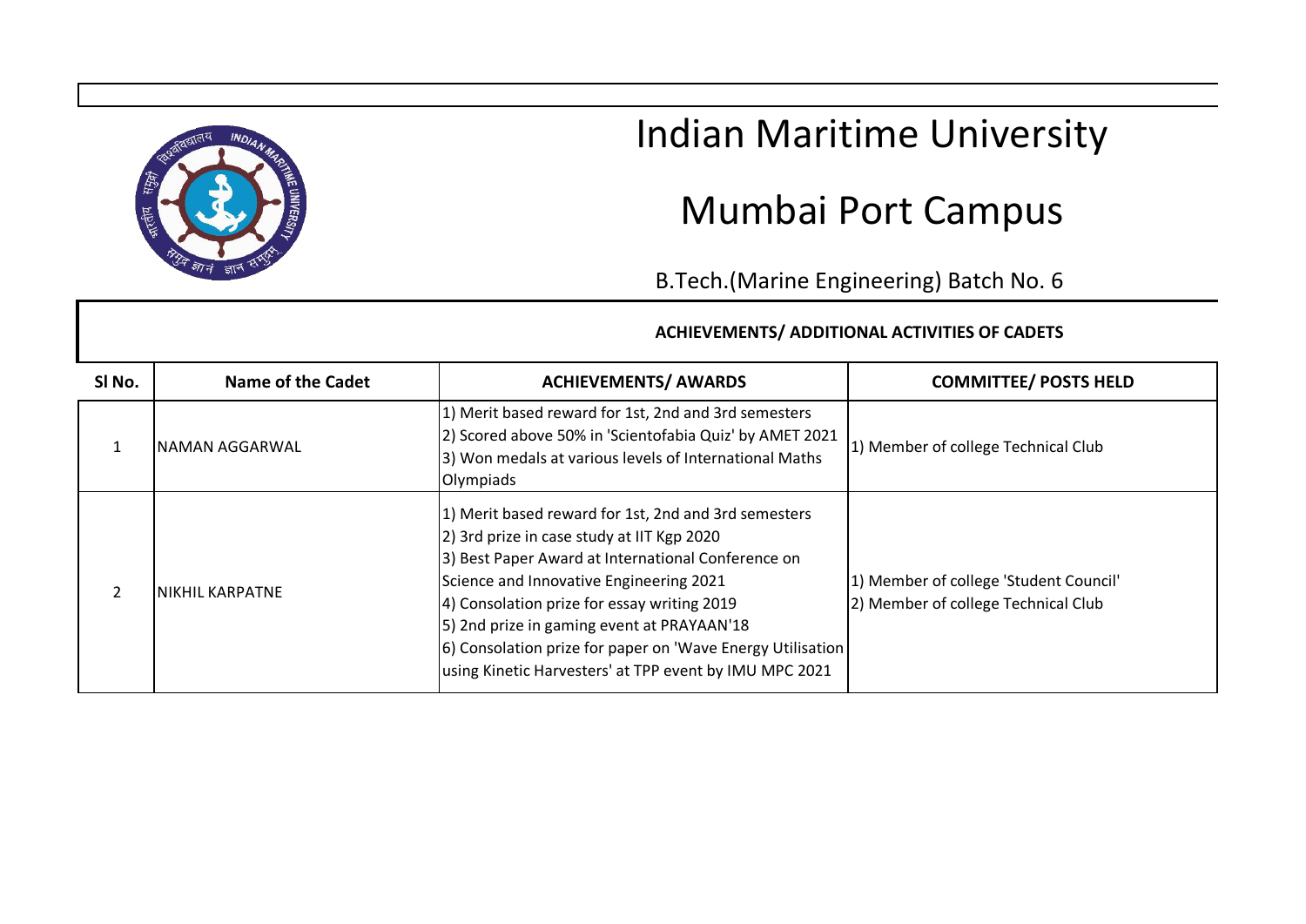# Indian Maritime University

## Mumbai Port Campus

B.Tech.(Marine Engineering) Batch No. 6

**ACHIEVEMENTS/ ADDITIONAL ACTIVITIES OF CADETS**

| Sl No. | Name of the Cadet | ACHIEVEMENTS/ AWARDS | COMMITTEE/ POSTS HELD |
|---|---|---|---|
| 1 | NAMAN AGGARWAL | 1) Merit based reward for 1st, 2nd and 3rd semesters<br>2) Scored above 50% in 'Scientofabia Quiz' by AMET 2021<br>3) Won medals at various levels of International Maths Olympiads | 1) Member of college Technical Club |
| 2 | NIKHIL KARPATNE | 1) Merit based reward for 1st, 2nd and 3rd semesters<br>2) 3rd prize in case study at IIT Kgp 2020<br>3) Best Paper Award at International Conference on Science and Innovative Engineering 2021<br>4) Consolation prize for essay writing 2019<br>5) 2nd prize in gaming event at PRAYAAN'18<br>6) Consolation prize for paper on 'Wave Energy Utilisation using Kinetic Harvesters' at TPP event by IMU MPC 2021 | 1) Member of college 'Student Council'<br>2) Member of college Technical Club |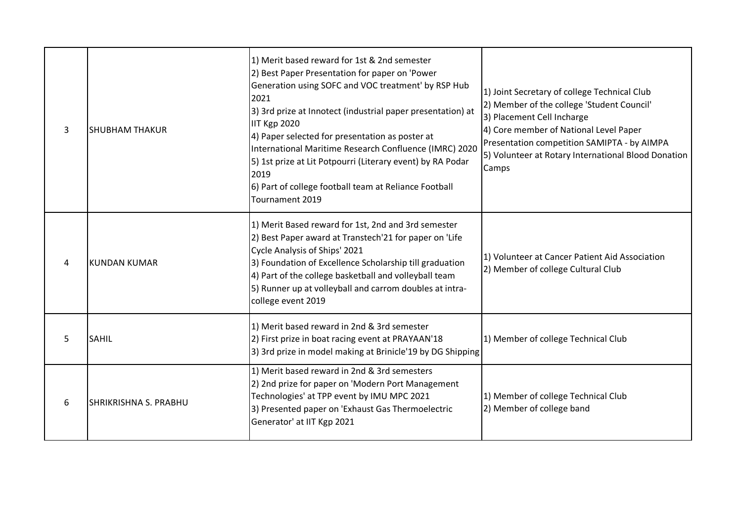| 3 | SHUBHAM THAKUR | 1) Merit based reward for 1st & 2nd semester<br>2) Best Paper Presentation for paper on 'Power Generation using SOFC and VOC treatment' by RSP Hub 2021<br>3) 3rd prize at Innotect (industrial paper presentation) at IIT Kgp 2020<br>4) Paper selected for presentation as poster at International Maritime Research Confluence (IMRC) 2020<br>5) 1st prize at Lit Potpourri (Literary event) by RA Podar 2019<br>6) Part of college football team at Reliance Football Tournament 2019 | 1) Joint Secretary of college Technical Club<br>2) Member of the college 'Student Council'<br>3) Placement Cell Incharge<br>4) Core member of National Level Paper Presentation competition SAMIPTA - by AIMPA<br>5) Volunteer at Rotary International Blood Donation Camps |
|---|---|---|---|
| 4 | KUNDAN KUMAR | 1) Merit Based reward for 1st, 2nd and 3rd semester<br>2) Best Paper award at Transtech'21 for paper on 'Life Cycle Analysis of Ships' 2021<br>3) Foundation of Excellence Scholarship till graduation<br>4) Part of the college basketball and volleyball team<br>5) Runner up at volleyball and carrom doubles at intra-college event 2019 | 1) Volunteer at Cancer Patient Aid Association<br>2) Member of college Cultural Club |
| 5 | SAHIL | 1) Merit based reward in 2nd & 3rd semester<br>2) First prize in boat racing event at PRAYAAN'18<br>3) 3rd prize in model making at Brinicle'19 by DG Shipping | 1) Member of college Technical Club |
| 6 | SHRIKRISHNA S. PRABHU | 1) Merit based reward in 2nd & 3rd semesters<br>2) 2nd prize for paper on 'Modern Port Management Technologies' at TPP event by IMU MPC 2021<br>3) Presented paper on 'Exhaust Gas Thermoelectric Generator' at IIT Kgp 2021 | 1) Member of college Technical Club<br>2) Member of college band |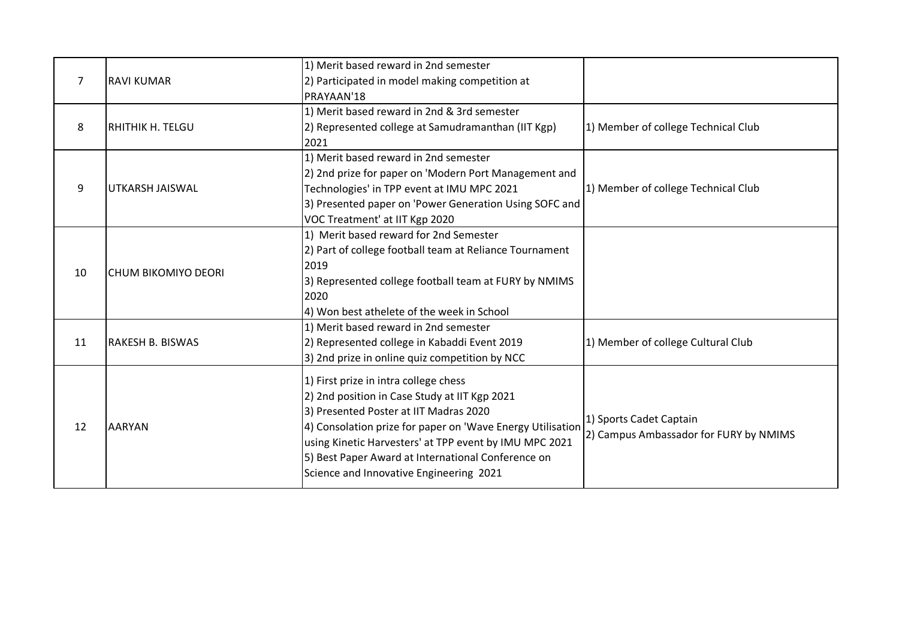| | | | |
|---|---|---|---|
| 7 | RAVI KUMAR | 1) Merit based reward in 2nd semester<br>2) Participated in model making competition at PRAYAAN'18 | |
| 8 | RHITHIK H. TELGU | 1) Merit based reward in 2nd & 3rd semester<br>2) Represented college at Samudramanthan (IIT Kgp) 2021 | 1) Member of college Technical Club |
| 9 | UTKARSH JAISWAL | 1) Merit based reward in 2nd semester<br>2) 2nd prize for paper on 'Modern Port Management and Technologies' in TPP event at IMU MPC 2021<br>3) Presented paper on 'Power Generation Using SOFC and VOC Treatment' at IIT Kgp 2020 | 1) Member of college Technical Club |
| 10 | CHUM BIKOMIYO DEORI | 1) Merit based reward for 2nd Semester<br>2) Part of college football team at Reliance Tournament 2019<br>3) Represented college football team at FURY by NMIMS 2020<br>4) Won best athelete of the week in School | |
| 11 | RAKESH B. BISWAS | 1) Merit based reward in 2nd semester<br>2) Represented college in Kabaddi Event 2019<br>3) 2nd prize in online quiz competition by NCC | 1) Member of college Cultural Club |
| 12 | AARYAN | 1) First prize in intra college chess<br>2) 2nd position in Case Study at IIT Kgp 2021<br>3) Presented Poster at IIT Madras 2020<br>4) Consolation prize for paper on 'Wave Energy Utilisation using Kinetic Harvesters' at TPP event by IMU MPC 2021<br>5) Best Paper Award at International Conference on Science and Innovative Engineering 2021 | 1) Sports Cadet Captain<br>2) Campus Ambassador for FURY by NMIMS |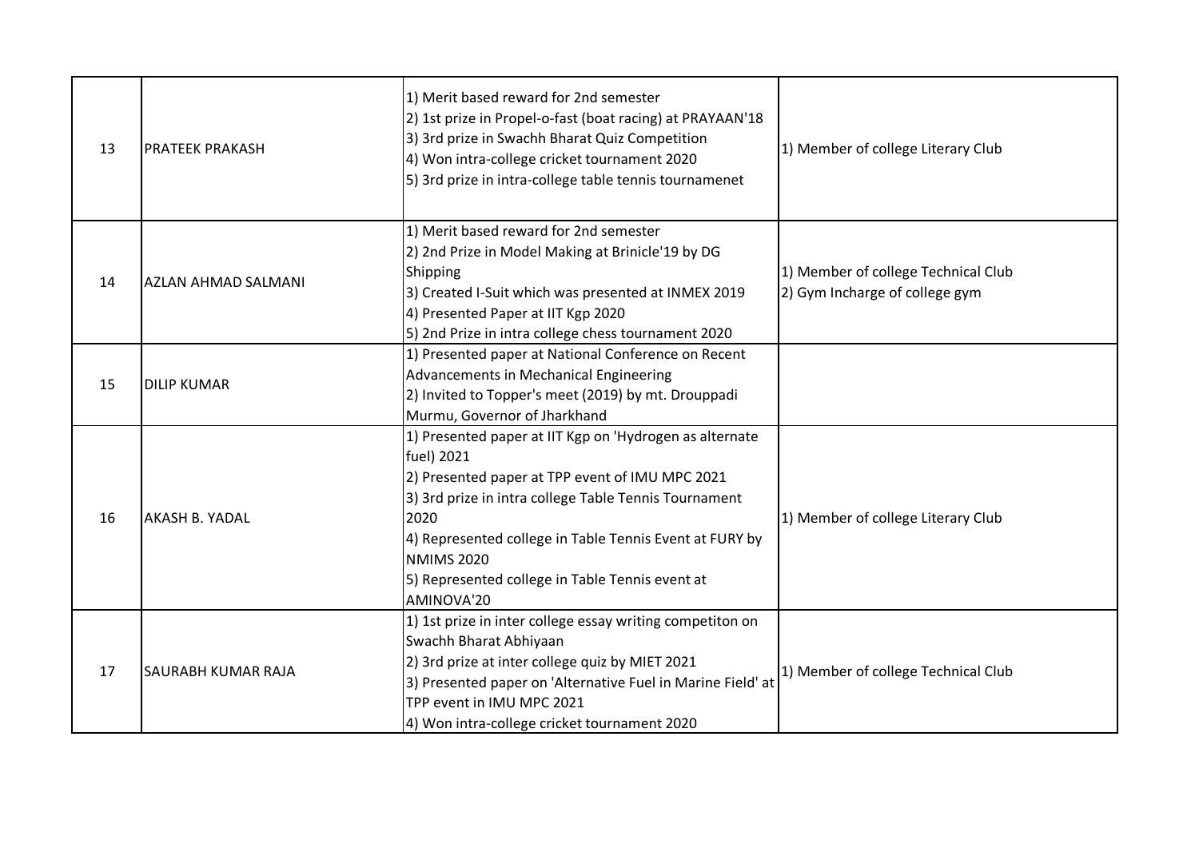| | | | |
|---|---|---|---|
| 13 | PRATEEK PRAKASH | 1) Merit based reward for 2nd semester<br>2) 1st prize in Propel-o-fast (boat racing) at PRAYAAN'18<br>3) 3rd prize in Swachh Bharat Quiz Competition<br>4) Won intra-college cricket tournament 2020<br>5) 3rd prize in intra-college table tennis tournamenet | 1) Member of college Literary Club |
| 14 | AZLAN AHMAD SALMANI | 1) Merit based reward for 2nd semester<br>2) 2nd Prize in Model Making at Brinicle'19 by DG Shipping<br>3) Created I-Suit which was presented at INMEX 2019<br>4) Presented Paper at IIT Kgp 2020<br>5) 2nd Prize in intra college chess tournament 2020 | 1) Member of college Technical Club<br>2) Gym Incharge of college gym |
| 15 | DILIP KUMAR | 1) Presented paper at National Conference on Recent Advancements in Mechanical Engineering<br>2) Invited to Topper's meet (2019) by mt. Drouppadi Murmu, Governor of Jharkhand | |
| 16 | AKASH B. YADAL | 1) Presented paper at IIT Kgp on 'Hydrogen as alternate fuel) 2021<br>2) Presented paper at TPP event of IMU MPC 2021<br>3) 3rd prize in intra college Table Tennis Tournament 2020<br>4) Represented college in Table Tennis Event at FURY by NMIMS 2020<br>5) Represented college in Table Tennis event at AMINOVA'20 | 1) Member of college Literary Club |
| 17 | SAURABH KUMAR RAJA | 1) 1st prize in inter college essay writing competiton on Swachh Bharat Abhiyaan<br>2) 3rd prize at inter college quiz by MIET 2021<br>3) Presented paper on 'Alternative Fuel in Marine Field' at TPP event in IMU MPC 2021<br>4) Won intra-college cricket tournament 2020 | 1) Member of college Technical Club |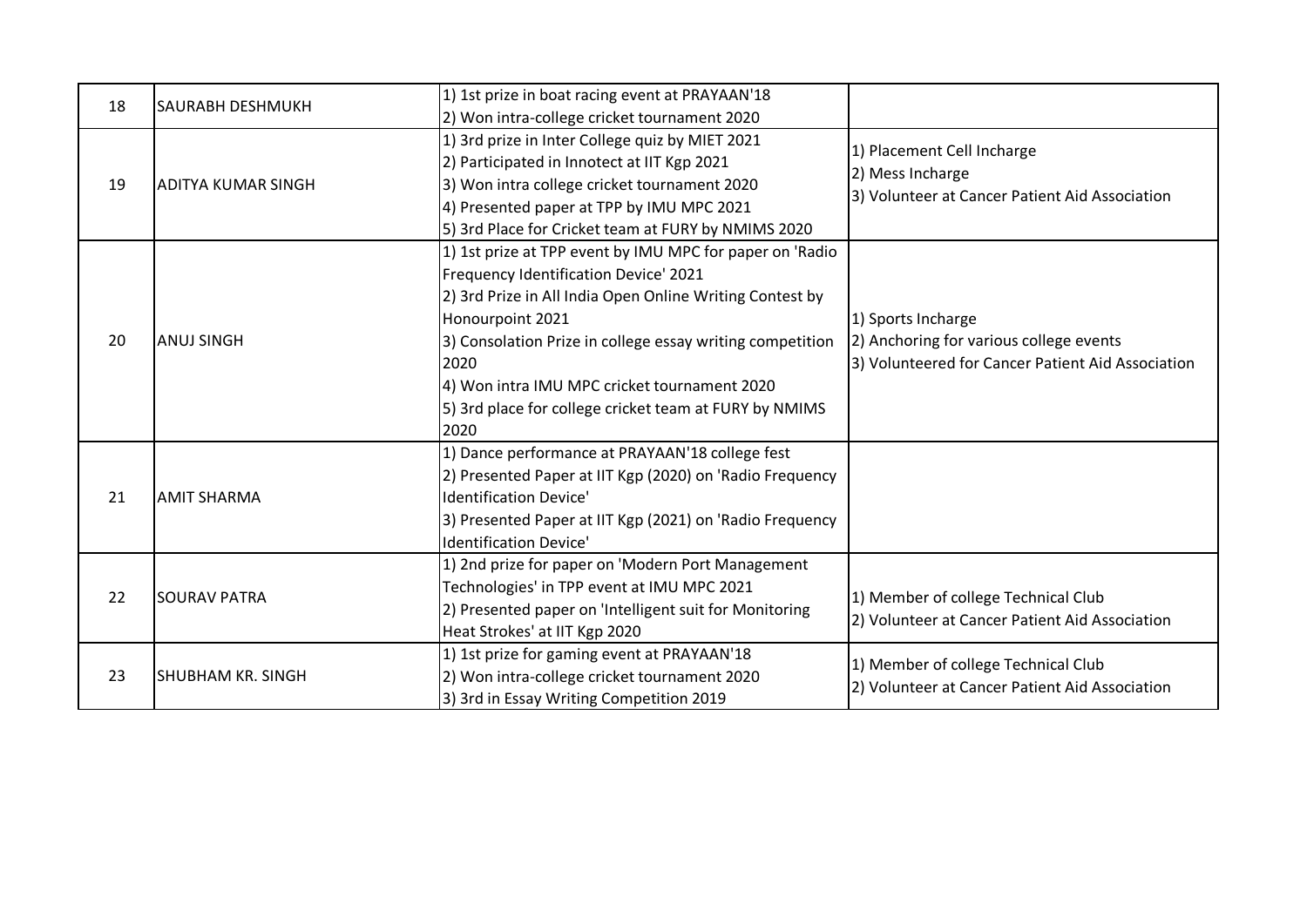| | | | |
|---|---|---|---|
| 18 | SAURABH DESHMUKH | 1) 1st prize in boat racing event at PRAYAAN'18<br>2) Won intra-college cricket tournament 2020 | |
| 19 | ADITYA KUMAR SINGH | 1) 3rd prize in Inter College quiz by MIET 2021<br>2) Participated in Innotect at IIT Kgp 2021<br>3) Won intra college cricket tournament 2020<br>4) Presented paper at TPP by IMU MPC 2021<br>5) 3rd Place for Cricket team at FURY by NMIMS 2020 | 1) Placement Cell Incharge<br>2) Mess Incharge<br>3) Volunteer at Cancer Patient Aid Association |
| 20 | ANUJ SINGH | 1) 1st prize at TPP event by IMU MPC for paper on 'Radio Frequency Identification Device' 2021<br>2) 3rd Prize in All India Open Online Writing Contest by Honourpoint 2021<br>3) Consolation Prize in college essay writing competition 2020<br>4) Won intra IMU MPC cricket tournament 2020<br>5) 3rd place for college cricket team at FURY by NMIMS 2020 | 1) Sports Incharge<br>2) Anchoring for various college events<br>3) Volunteered for Cancer Patient Aid Association |
| 21 | AMIT SHARMA | 1) Dance performance at PRAYAAN'18 college fest<br>2) Presented Paper at IIT Kgp (2020) on 'Radio Frequency Identification Device'<br>3) Presented Paper at IIT Kgp (2021) on 'Radio Frequency Identification Device' | |
| 22 | SOURAV PATRA | 1) 2nd prize for paper on 'Modern Port Management Technologies' in TPP event at IMU MPC 2021<br>2) Presented paper on 'Intelligent suit for Monitoring Heat Strokes' at IIT Kgp 2020 | 1) Member of college Technical Club<br>2) Volunteer at Cancer Patient Aid Association |
| 23 | SHUBHAM KR. SINGH | 1) 1st prize for gaming event at PRAYAAN'18<br>2) Won intra-college cricket tournament 2020<br>3) 3rd in Essay Writing Competition 2019 | 1) Member of college Technical Club<br>2) Volunteer at Cancer Patient Aid Association |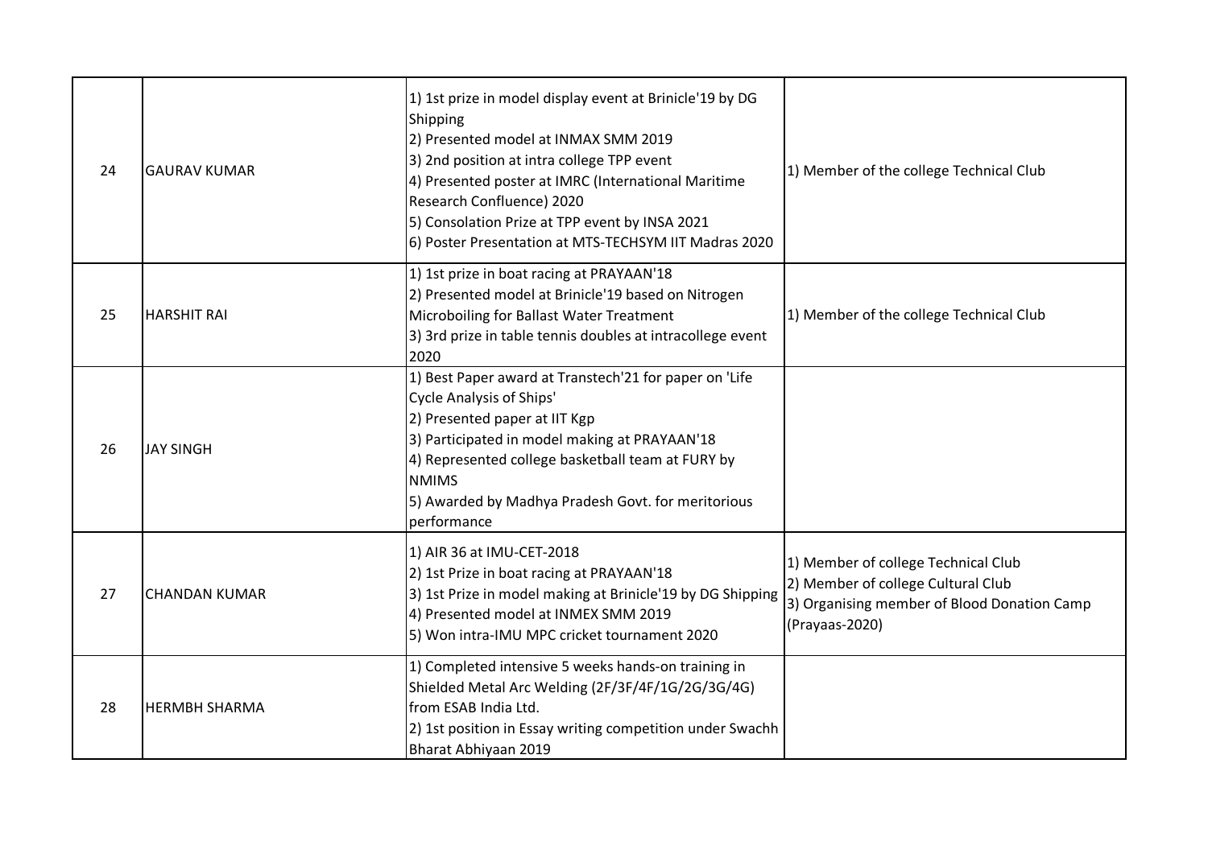| 24 | GAURAV KUMAR | 1) 1st prize in model display event at Brinicle'19 by DG Shipping<br>2) Presented model at INMAX SMM 2019<br>3) 2nd position at intra college TPP event<br>4) Presented poster at IMRC (International Maritime Research Confluence) 2020<br>5) Consolation Prize at TPP event by INSA 2021<br>6) Poster Presentation at MTS-TECHSYM IIT Madras 2020 | 1) Member of the college Technical Club |
|---|---|---|---|
| 25 | HARSHIT RAI | 1) 1st prize in boat racing at PRAYAAN'18<br>2) Presented model at Brinicle'19 based on Nitrogen Microboiling for Ballast Water Treatment<br>3) 3rd prize in table tennis doubles at intracollege event 2020 | 1) Member of the college Technical Club |
| 26 | JAY SINGH | 1) Best Paper award at Transtech'21 for paper on 'Life Cycle Analysis of Ships'<br>2) Presented paper at IIT Kgp<br>3) Participated in model making at PRAYAAN'18<br>4) Represented college basketball team at FURY by NMIMS<br>5) Awarded by Madhya Pradesh Govt. for meritorious performance | |
| 27 | CHANDAN KUMAR | 1) AIR 36 at IMU-CET-2018<br>2) 1st Prize in boat racing at PRAYAAN'18<br>3) 1st Prize in model making at Brinicle'19 by DG Shipping<br>4) Presented model at INMEX SMM 2019<br>5) Won intra-IMU MPC cricket tournament 2020 | 1) Member of college Technical Club<br>2) Member of college Cultural Club<br>3) Organising member of Blood Donation Camp (Prayaas-2020) |
| 28 | HERMBH SHARMA | 1) Completed intensive 5 weeks hands-on training in Shielded Metal Arc Welding (2F/3F/4F/1G/2G/3G/4G) from ESAB India Ltd.<br>2) 1st position in Essay writing competition under Swachh Bharat Abhiyaan 2019 | |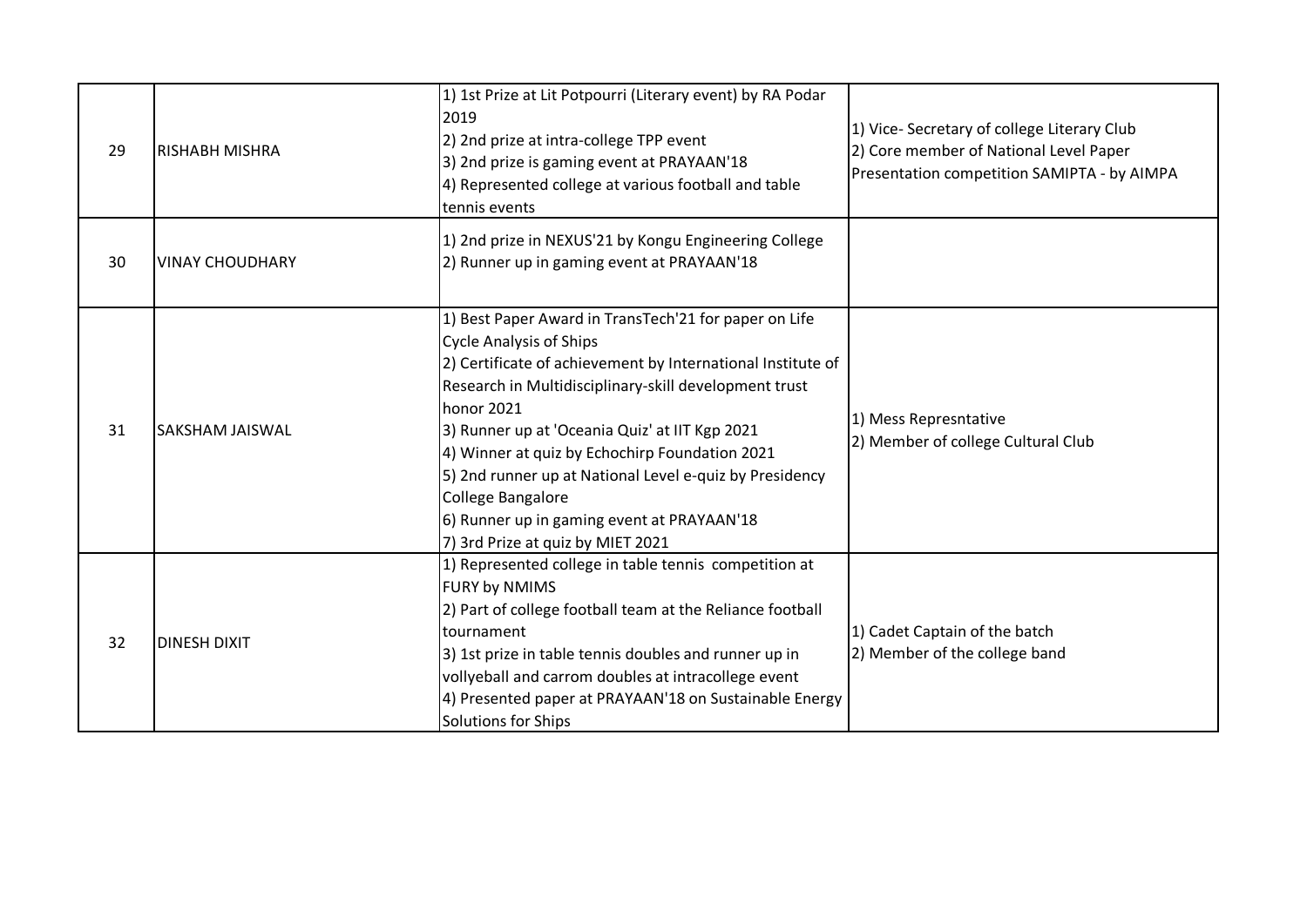| | | | |
|---|---|---|---|
| 29 | RISHABH MISHRA | 1) 1st Prize at Lit Potpourri (Literary event) by RA Podar 2019<br>2) 2nd prize at intra-college TPP event<br>3) 2nd prize is gaming event at PRAYAAN'18<br>4) Represented college at various football and table tennis events | 1) Vice- Secretary of college Literary Club<br>2) Core member of National Level Paper Presentation competition SAMIPTA - by AIMPA |
| 30 | VINAY CHOUDHARY | 1) 2nd prize in NEXUS'21 by Kongu Engineering College<br>2) Runner up in gaming event at PRAYAAN'18 | |
| 31 | SAKSHAM JAISWAL | 1) Best Paper Award in TransTech'21 for paper on Life Cycle Analysis of Ships<br>2) Certificate of achievement by International Institute of Research in Multidisciplinary-skill development trust honor 2021<br>3) Runner up at 'Oceania Quiz' at IIT Kgp 2021<br>4) Winner at quiz by Echochirp Foundation 2021<br>5) 2nd runner up at National Level e-quiz by Presidency College Bangalore<br>6) Runner up in gaming event at PRAYAAN'18<br>7) 3rd Prize at quiz by MIET 2021 | 1) Mess Represntative<br>2) Member of college Cultural Club |
| 32 | DINESH DIXIT | 1) Represented college in table tennis competition at FURY by NMIMS<br>2) Part of college football team at the Reliance football tournament<br>3) 1st prize in table tennis doubles and runner up in vollyeball and carrom doubles at intracollege event<br>4) Presented paper at PRAYAAN'18 on Sustainable Energy Solutions for Ships | 1) Cadet Captain of the batch<br>2) Member of the college band |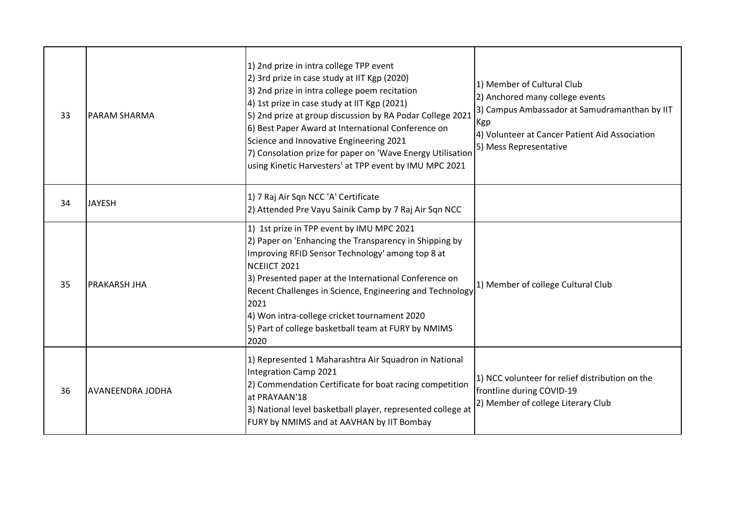| | | | |
|---|---|---|---|
| 33 | PARAM SHARMA | 1) 2nd prize in intra college TPP event<br>2) 3rd prize in case study at IIT Kgp (2020)<br>3) 2nd prize in intra college poem recitation<br>4) 1st prize in case study at IIT Kgp (2021)<br>5) 2nd prize at group discussion by RA Podar College 2021<br>6) Best Paper Award at International Conference on Science and Innovative Engineering 2021<br>7) Consolation prize for paper on 'Wave Energy Utilisation using Kinetic Harvesters' at TPP event by IMU MPC 2021 | 1) Member of Cultural Club<br>2) Anchored many college events<br>3) Campus Ambassador at Samudramanthan by IIT Kgp<br>4) Volunteer at Cancer Patient Aid Association<br>5) Mess Representative |
| 34 | JAYESH | 1) 7 Raj Air Sqn NCC 'A' Certificate<br>2) Attended Pre Vayu Sainik Camp by 7 Raj Air Sqn NCC | |
| 35 | PRAKARSH JHA | 1) 1st prize in TPP event by IMU MPC 2021<br>2) Paper on 'Enhancing the Transparency in Shipping by Improving RFID Sensor Technology' among top 8 at NCEIICT 2021<br>3) Presented paper at the International Conference on Recent Challenges in Science, Engineering and Technology 2021<br>4) Won intra-college cricket tournament 2020<br>5) Part of college basketball team at FURY by NMIMS 2020 | 1) Member of college Cultural Club |
| 36 | AVANEENDRA JODHA | 1) Represented 1 Maharashtra Air Squadron in National Integration Camp 2021<br>2) Commendation Certificate for boat racing competition at PRAYAAN'18<br>3) National level basketball player, represented college at FURY by NMIMS and at AAVHAN by IIT Bombay | 1) NCC volunteer for relief distribution on the frontline during COVID-19<br>2) Member of college Literary Club |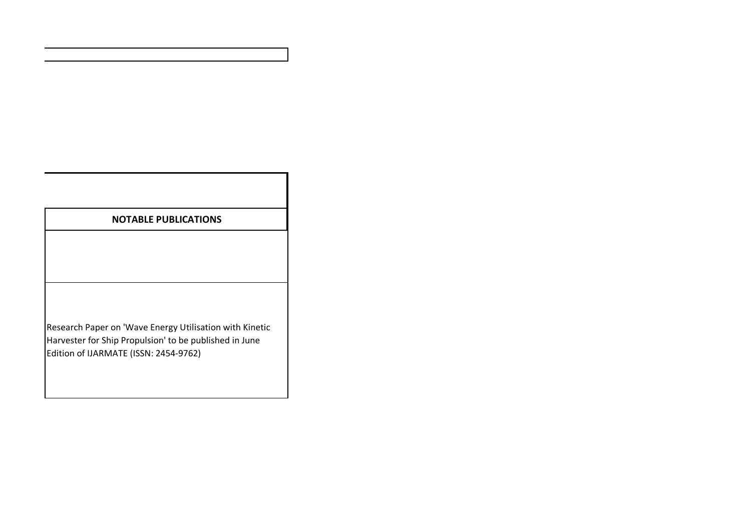**NOTABLE PUBLICATIONS**

Research Paper on 'Wave Energy Utilisation with Kinetic Harvester for Ship Propulsion' to be published in June Edition of IJARMATE (ISSN: 2454-9762)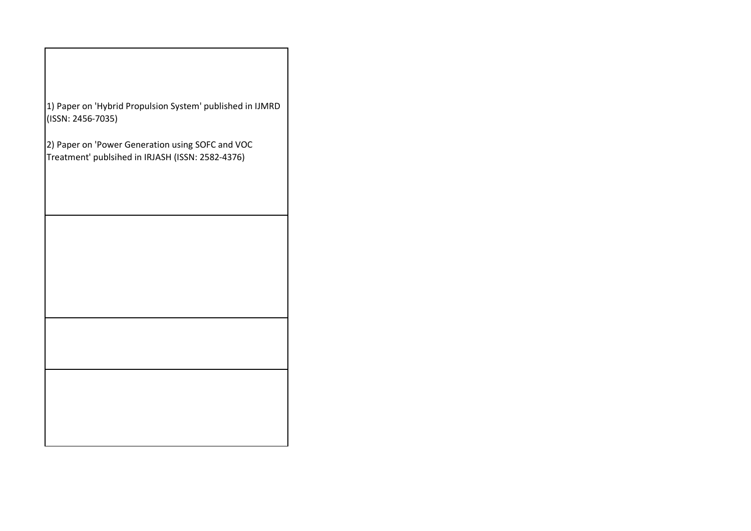| |
|---|
| 1) Paper on 'Hybrid Propulsion System' published in IJMRD (ISSN: 2456-7035)<br><br>2) Paper on 'Power Generation using SOFC and VOC Treatment' publsihed in IRJASH (ISSN: 2582-4376) |
| |
| |
| |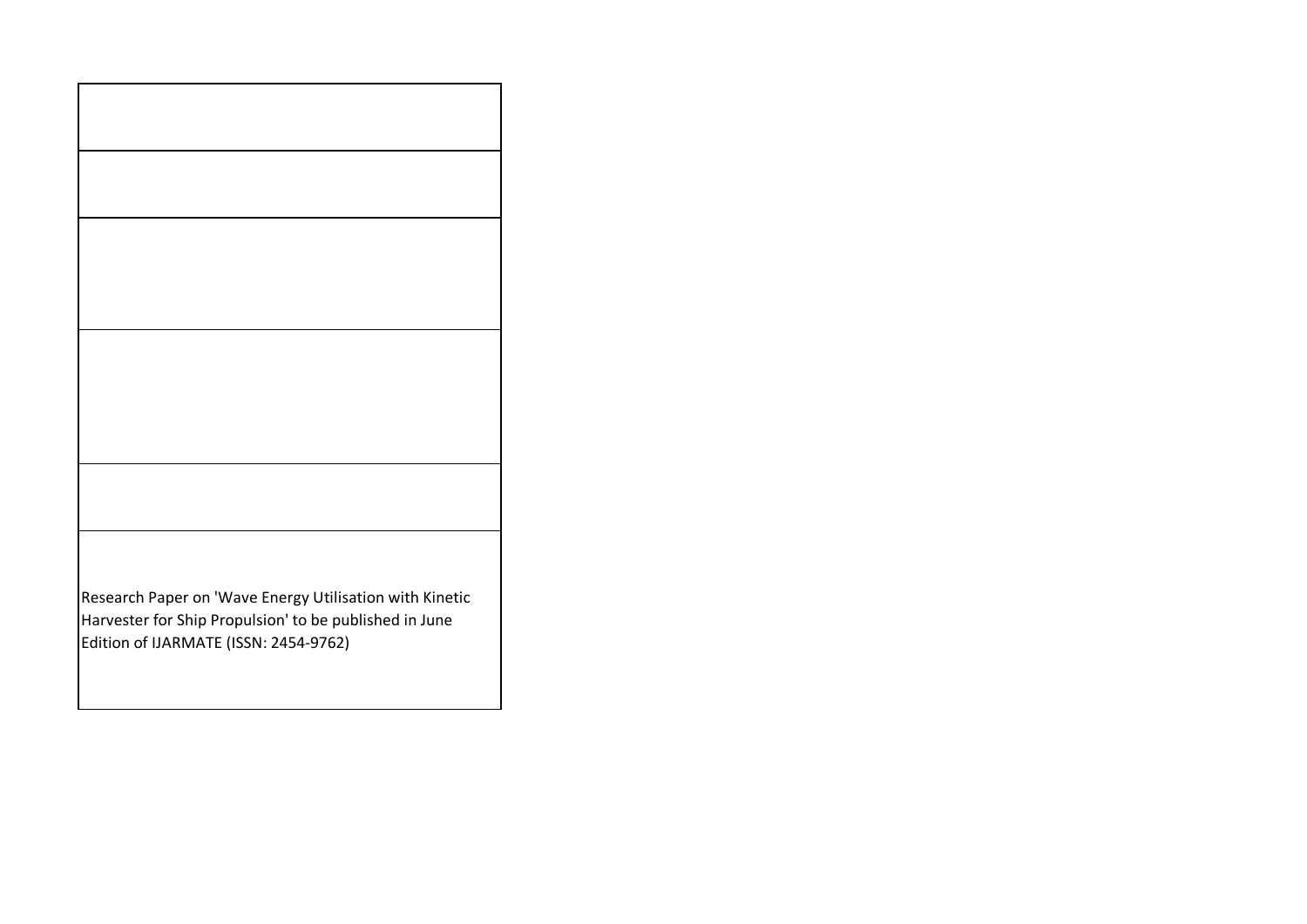|  |
| --- |
|  |
|  |
|  |
|  |
| Research Paper on 'Wave Energy Utilisation with Kinetic Harvester for Ship Propulsion' to be published in June Edition of IJARMATE (ISSN: 2454-9762) |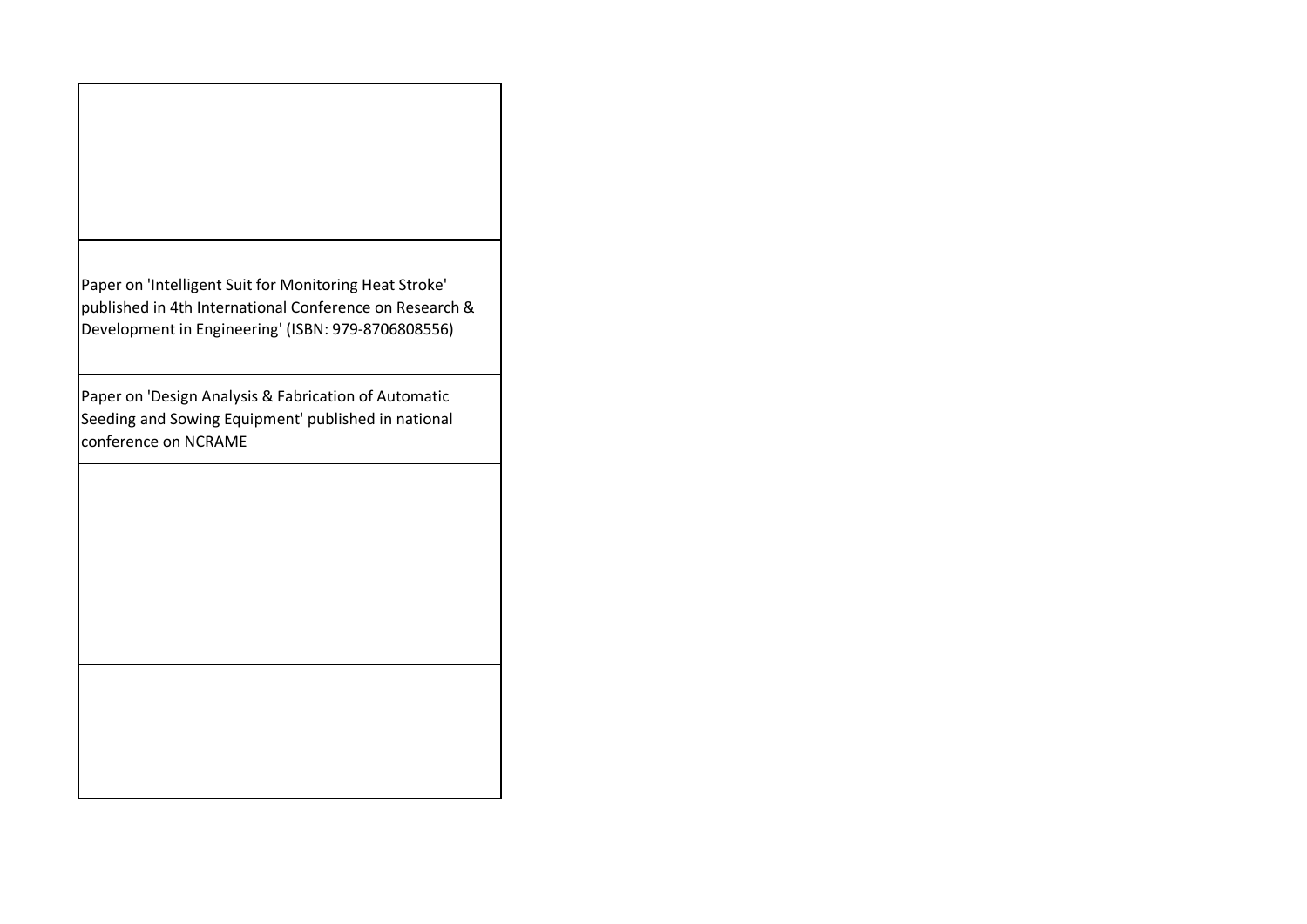| |
|---|
| |
| Paper on 'Intelligent Suit for Monitoring Heat Stroke' published in 4th International Conference on Research & Development in Engineering' (ISBN: 979-8706808556) |
| Paper on 'Design Analysis & Fabrication of Automatic Seeding and Sowing Equipment' published in national conference on NCRAME |
| |
| |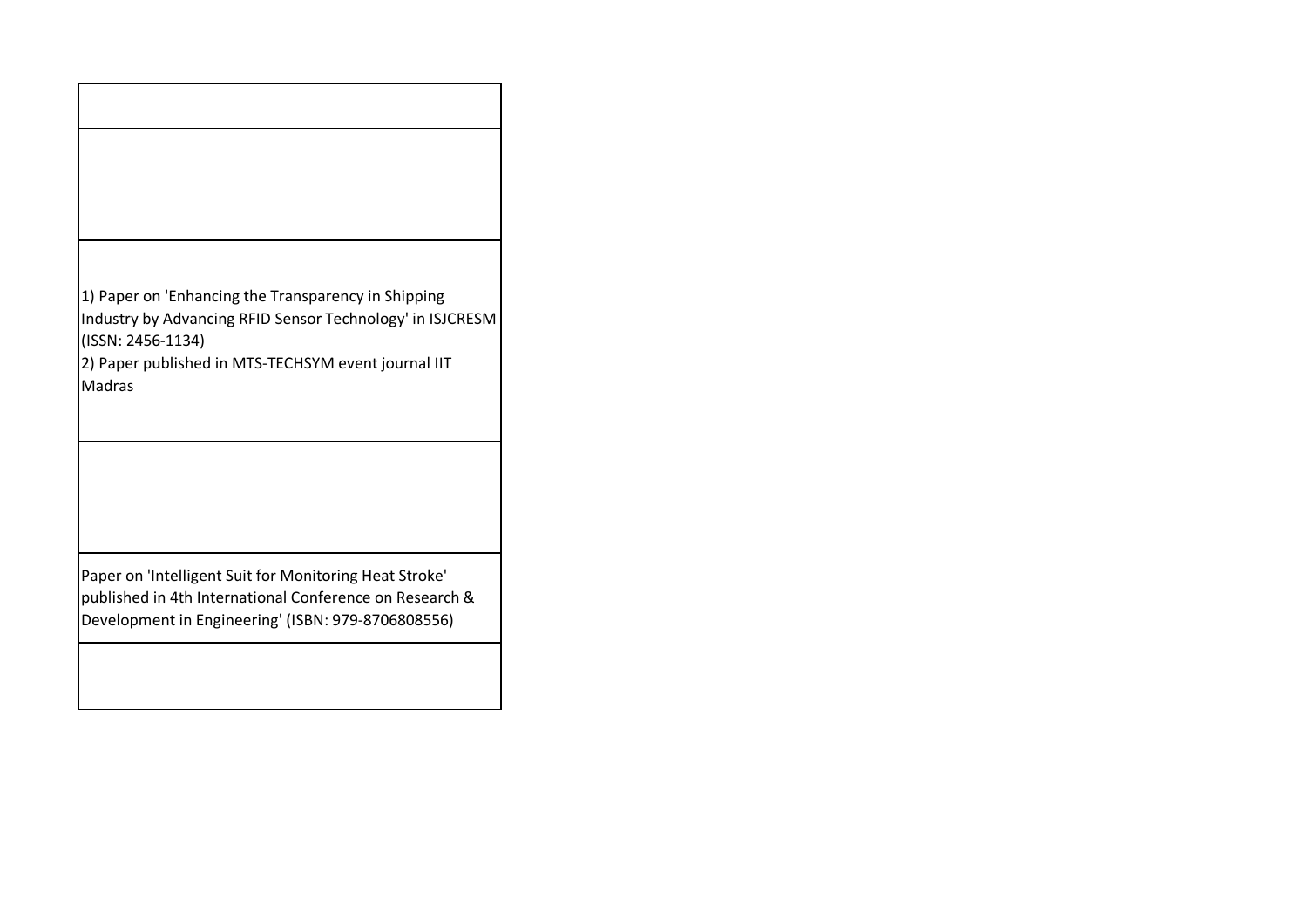| |
|---|
| |
| |
| 1) Paper on 'Enhancing the Transparency in Shipping Industry by Advancing RFID Sensor Technology' in ISJCRESM (ISSN: 2456-1134)<br>2) Paper published in MTS-TECHSYM event journal IIT Madras |
| |
| Paper on 'Intelligent Suit for Monitoring Heat Stroke' published in 4th International Conference on Research & Development in Engineering' (ISBN: 979-8706808556) |
| |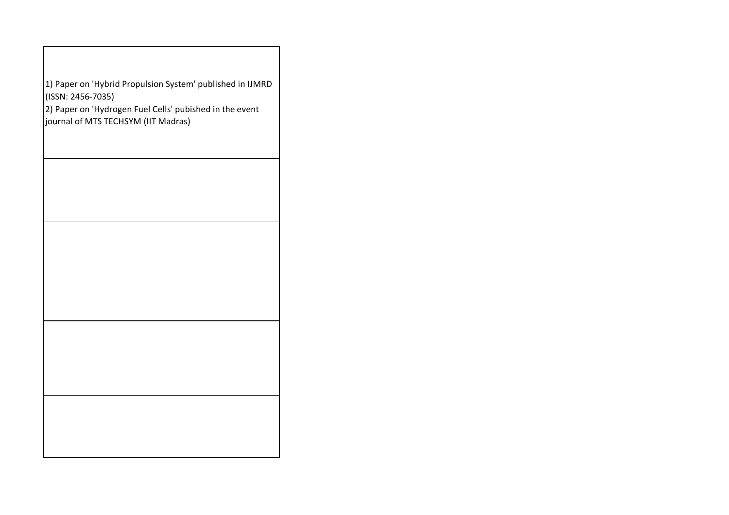| |
|---|
| 1) Paper on 'Hybrid Propulsion System' published in IJMRD (ISSN: 2456-7035)<br>2) Paper on 'Hydrogen Fuel Cells' pubished in the event journal of MTS TECHSYM (IIT Madras) |
| |
| |
| |
| |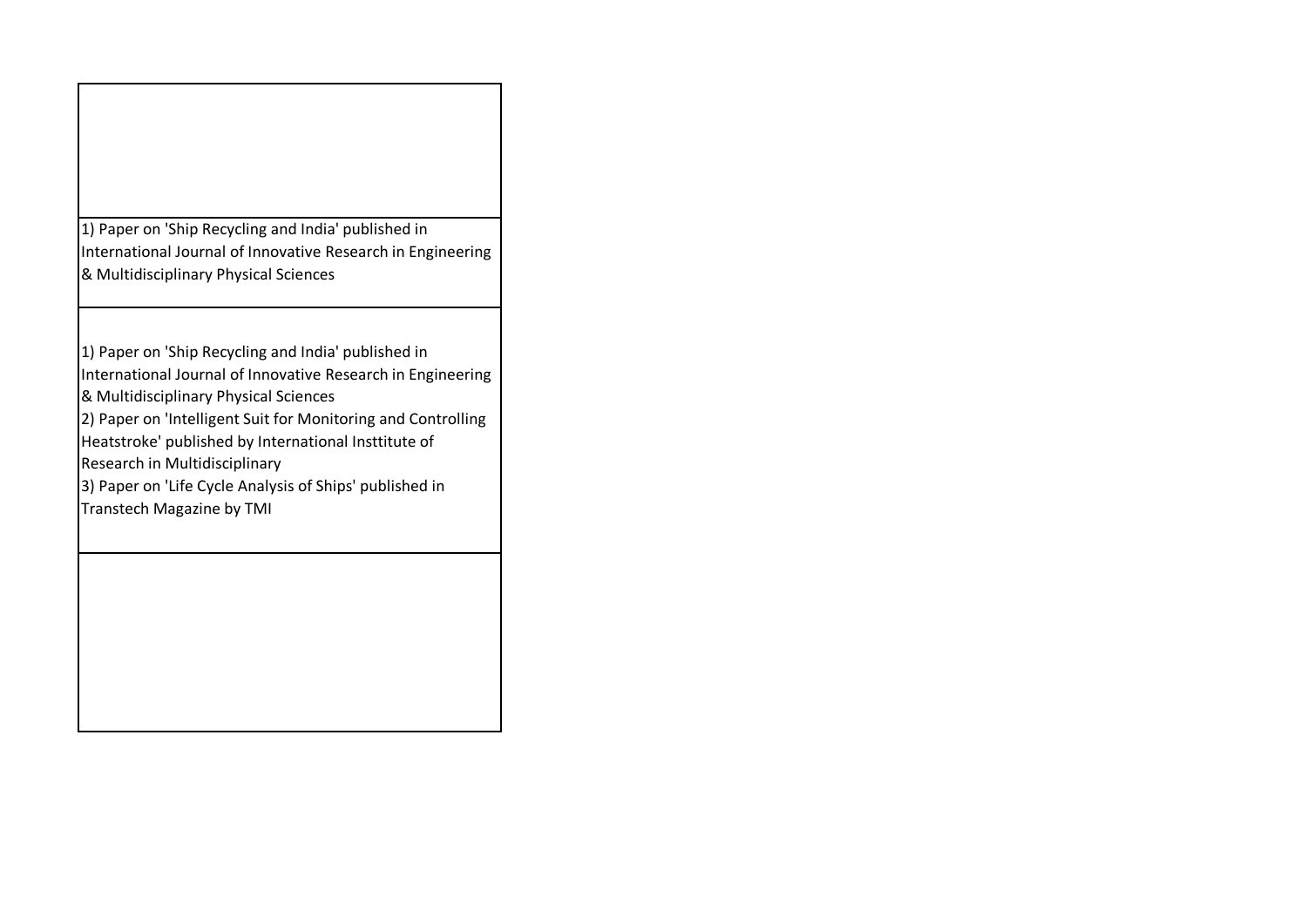| |
|---|
| |
| 1) Paper on 'Ship Recycling and India' published in International Journal of Innovative Research in Engineering & Multidisciplinary Physical Sciences |
| 1) Paper on 'Ship Recycling and India' published in International Journal of Innovative Research in Engineering & Multidisciplinary Physical Sciences<br>2) Paper on 'Intelligent Suit for Monitoring and Controlling Heatstroke' published by International Insttitute of Research in Multidisciplinary<br>3) Paper on 'Life Cycle Analysis of Ships' published in Transtech Magazine by TMI |
| |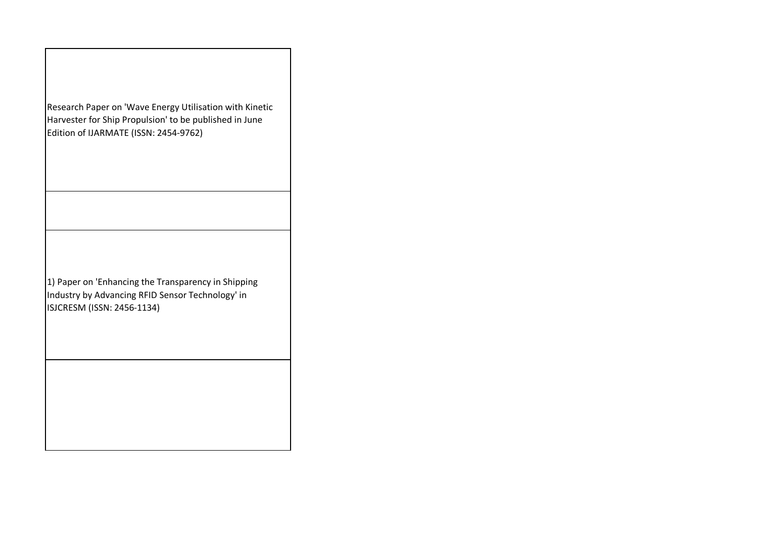| |
|---|
| Research Paper on 'Wave Energy Utilisation with Kinetic Harvester for Ship Propulsion' to be published in June Edition of IJARMATE (ISSN: 2454-9762) |
| |
| 1) Paper on 'Enhancing the Transparency in Shipping Industry by Advancing RFID Sensor Technology' in ISJCRESM (ISSN: 2456-1134) |
| |